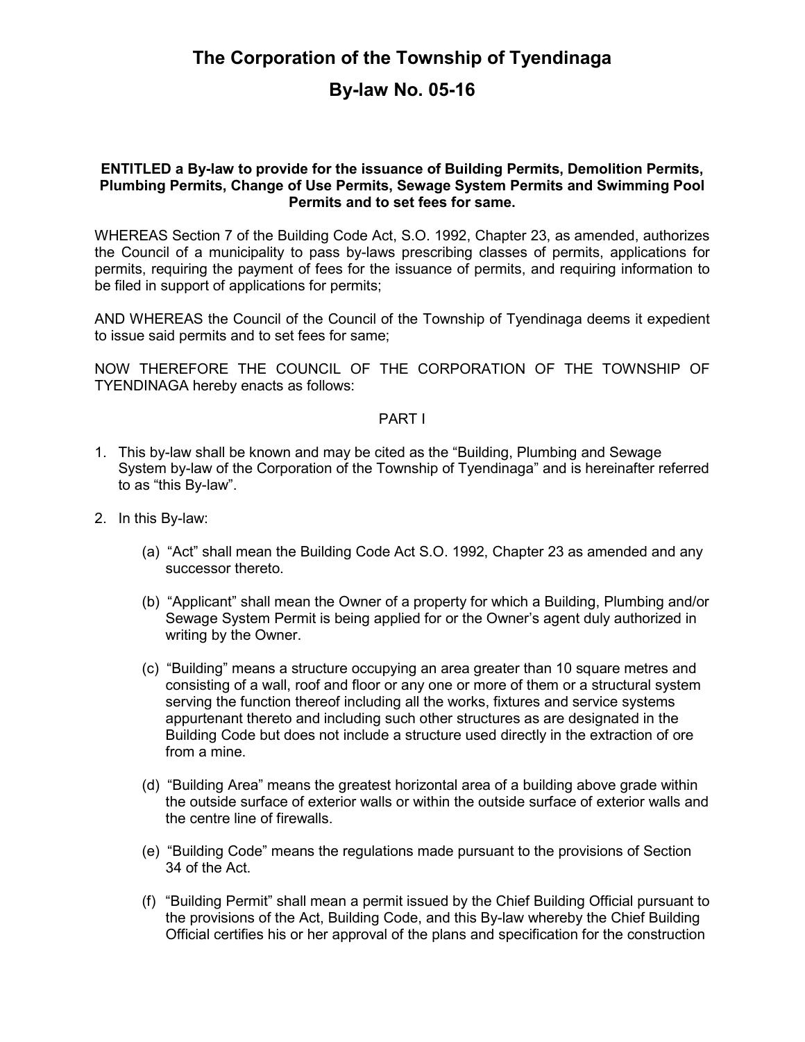# The Corporation of the Township of Tyendinaga

# By-law No. 05-16

**ENTITLED a By-law to provide for the issuance of Building Permits, Demolition Permits, Plumbing Permits, Change of Use Permits, Sewage System Permits and Swimming Pool Permits and to set fees for same.**

WHEREAS Section 7 of the Building Code Act, S.O. 1992, Chapter 23, as amended, authorizes the Council of a municipality to pass by-laws prescribing classes of permits, applications for permits, requiring the payment of fees for the issuance of permits, and requiring information to be filed in support of applications for permits;

AND WHEREAS the Council of the Council of the Township of Tyendinaga deems it expedient to issue said permits and to set fees for same;

NOW THEREFORE THE COUNCIL OF THE CORPORATION OF THE TOWNSHIP OF TYENDINAGA hereby enacts as follows:

## PART I

1. This by-law shall be known and may be cited as the "Building, Plumbing and Sewage System by-law of the Corporation of the Township of Tyendinaga" and is hereinafter referred to as "this By-law".

2. In this By-law:

   (a) "Act" shall mean the Building Code Act S.O. 1992, Chapter 23 as amended and any successor thereto.

   (b) "Applicant" shall mean the Owner of a property for which a Building, Plumbing and/or Sewage System Permit is being applied for or the Owner's agent duly authorized in writing by the Owner.

   (c) "Building" means a structure occupying an area greater than 10 square metres and consisting of a wall, roof and floor or any one or more of them or a structural system serving the function thereof including all the works, fixtures and service systems appurtenant thereto and including such other structures as are designated in the Building Code but does not include a structure used directly in the extraction of ore from a mine.

   (d) "Building Area" means the greatest horizontal area of a building above grade within the outside surface of exterior walls or within the outside surface of exterior walls and the centre line of firewalls.

   (e) "Building Code" means the regulations made pursuant to the provisions of Section 34 of the Act.

   (f) "Building Permit" shall mean a permit issued by the Chief Building Official pursuant to the provisions of the Act, Building Code, and this By-law whereby the Chief Building Official certifies his or her approval of the plans and specification for the construction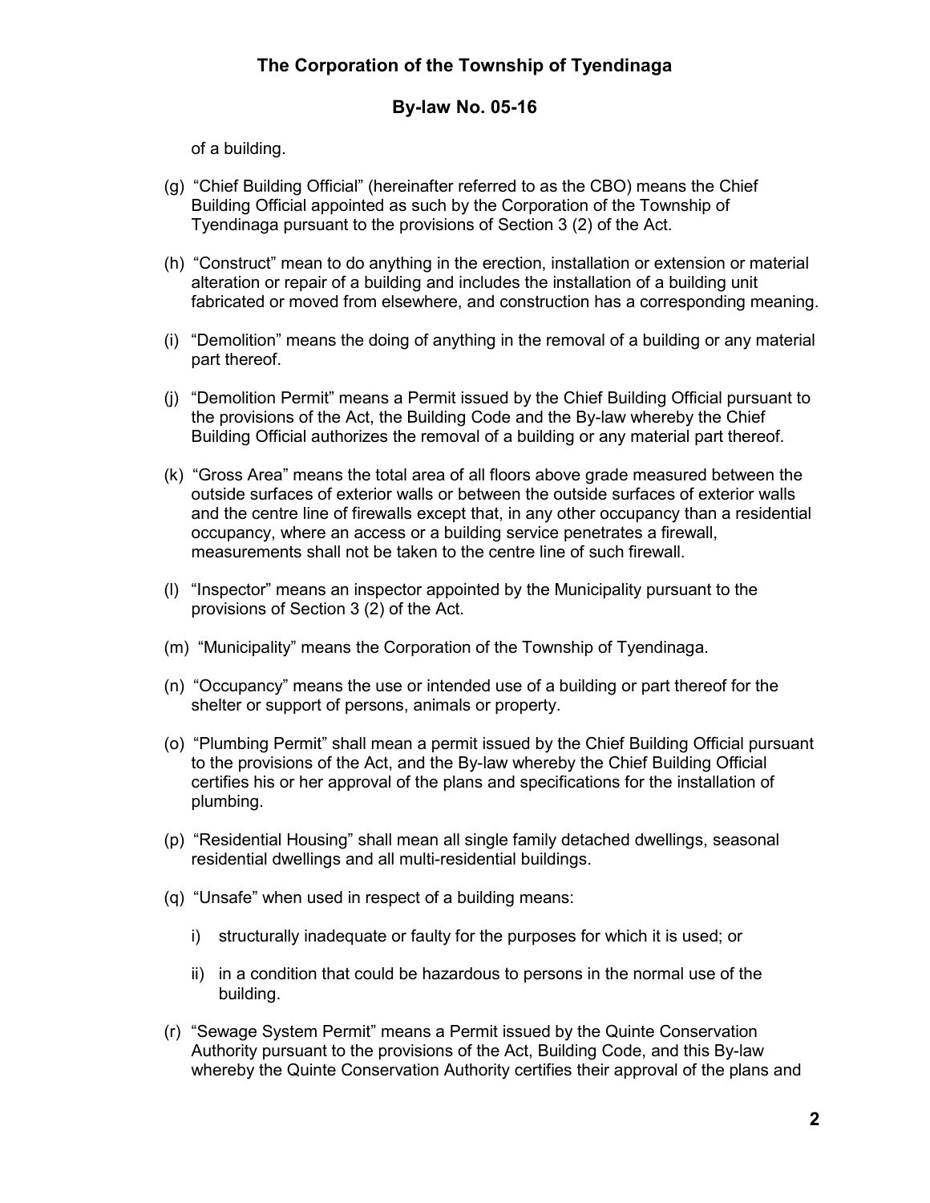of a building.

(g) "Chief Building Official" (hereinafter referred to as the CBO) means the Chief Building Official appointed as such by the Corporation of the Township of Tyendinaga pursuant to the provisions of Section 3 (2) of the Act.

(h) "Construct" mean to do anything in the erection, installation or extension or material alteration or repair of a building and includes the installation of a building unit fabricated or moved from elsewhere, and construction has a corresponding meaning.

(i) "Demolition" means the doing of anything in the removal of a building or any material part thereof.

(j) "Demolition Permit" means a Permit issued by the Chief Building Official pursuant to the provisions of the Act, the Building Code and the By-law whereby the Chief Building Official authorizes the removal of a building or any material part thereof.

(k) "Gross Area" means the total area of all floors above grade measured between the outside surfaces of exterior walls or between the outside surfaces of exterior walls and the centre line of firewalls except that, in any other occupancy than a residential occupancy, where an access or a building service penetrates a firewall, measurements shall not be taken to the centre line of such firewall.

(l) "Inspector" means an inspector appointed by the Municipality pursuant to the provisions of Section 3 (2) of the Act.

(m) "Municipality" means the Corporation of the Township of Tyendinaga.

(n) "Occupancy" means the use or intended use of a building or part thereof for the shelter or support of persons, animals or property.

(o) "Plumbing Permit" shall mean a permit issued by the Chief Building Official pursuant to the provisions of the Act, and the By-law whereby the Chief Building Official certifies his or her approval of the plans and specifications for the installation of plumbing.

(p) "Residential Housing" shall mean all single family detached dwellings, seasonal residential dwellings and all multi-residential buildings.

(q) "Unsafe" when used in respect of a building means:

  i) structurally inadequate or faulty for the purposes for which it is used; or

  ii) in a condition that could be hazardous to persons in the normal use of the building.

(r) "Sewage System Permit" means a Permit issued by the Quinte Conservation Authority pursuant to the provisions of the Act, Building Code, and this By-law whereby the Quinte Conservation Authority certifies their approval of the plans and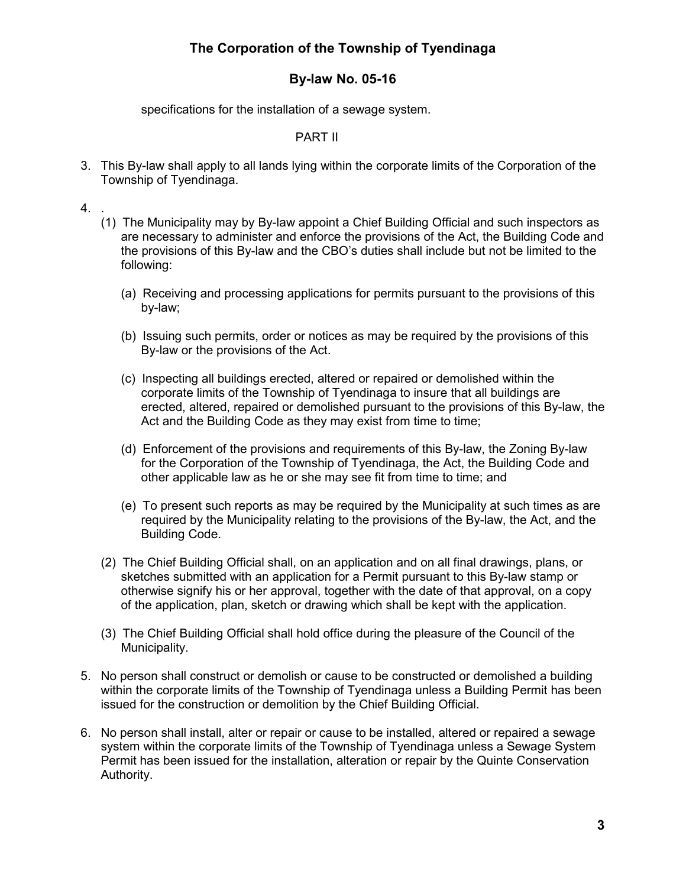specifications for the installation of a sewage system.

PART II

3. This By-law shall apply to all lands lying within the corporate limits of the Corporation of the Township of Tyendinaga.

4. .
   (1) The Municipality may by By-law appoint a Chief Building Official and such inspectors as are necessary to administer and enforce the provisions of the Act, the Building Code and the provisions of this By-law and the CBO's duties shall include but not be limited to the following:

      (a) Receiving and processing applications for permits pursuant to the provisions of this by-law;

      (b) Issuing such permits, order or notices as may be required by the provisions of this By-law or the provisions of the Act.

      (c) Inspecting all buildings erected, altered or repaired or demolished within the corporate limits of the Township of Tyendinaga to insure that all buildings are erected, altered, repaired or demolished pursuant to the provisions of this By-law, the Act and the Building Code as they may exist from time to time;

      (d) Enforcement of the provisions and requirements of this By-law, the Zoning By-law for the Corporation of the Township of Tyendinaga, the Act, the Building Code and other applicable law as he or she may see fit from time to time; and

      (e) To present such reports as may be required by the Municipality at such times as are required by the Municipality relating to the provisions of the By-law, the Act, and the Building Code.

   (2) The Chief Building Official shall, on an application and on all final drawings, plans, or sketches submitted with an application for a Permit pursuant to this By-law stamp or otherwise signify his or her approval, together with the date of that approval, on a copy of the application, plan, sketch or drawing which shall be kept with the application.

   (3) The Chief Building Official shall hold office during the pleasure of the Council of the Municipality.

5. No person shall construct or demolish or cause to be constructed or demolished a building within the corporate limits of the Township of Tyendinaga unless a Building Permit has been issued for the construction or demolition by the Chief Building Official.

6. No person shall install, alter or repair or cause to be installed, altered or repaired a sewage system within the corporate limits of the Township of Tyendinaga unless a Sewage System Permit has been issued for the installation, alteration or repair by the Quinte Conservation Authority.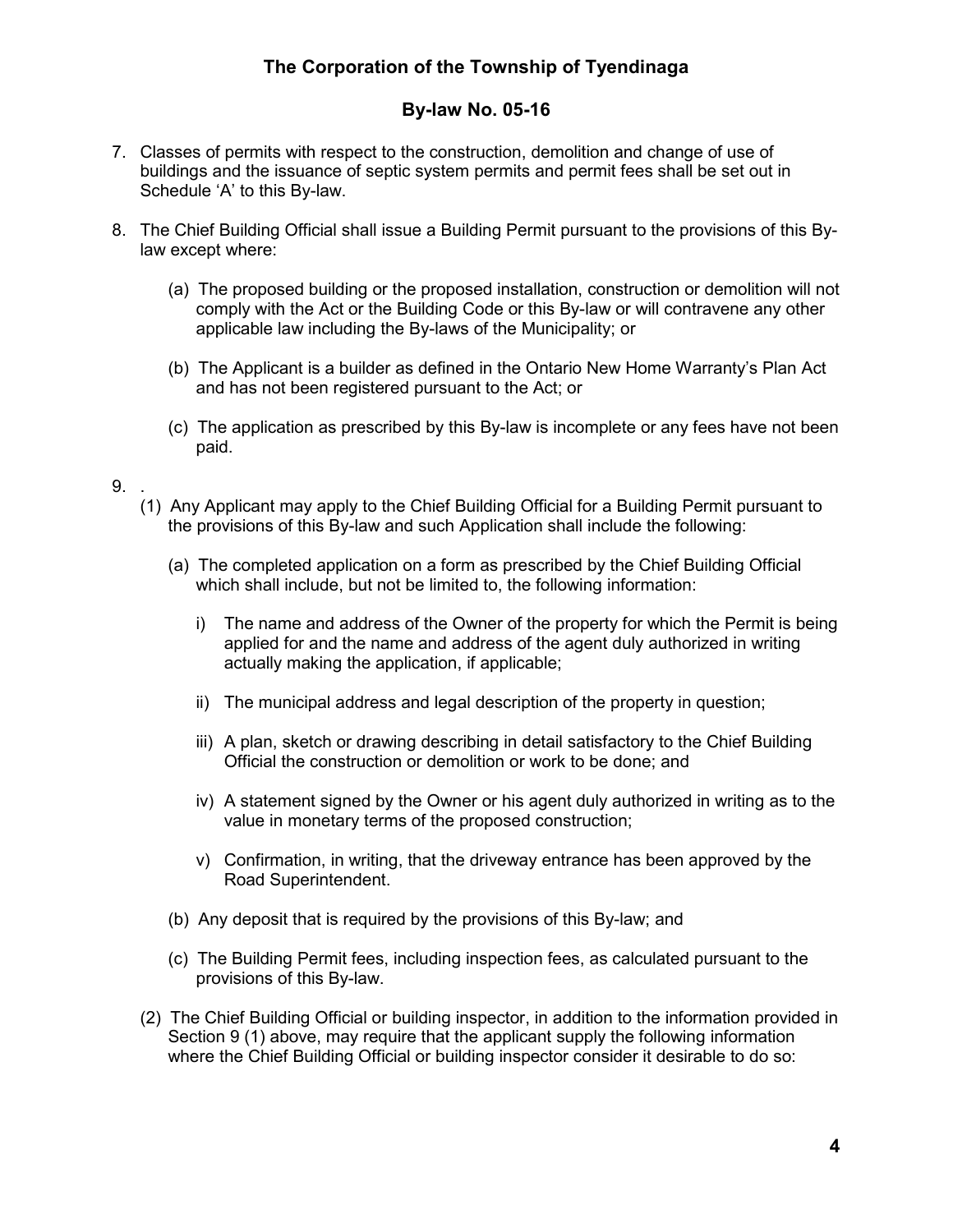7. Classes of permits with respect to the construction, demolition and change of use of buildings and the issuance of septic system permits and permit fees shall be set out in Schedule 'A' to this By-law.

8. The Chief Building Official shall issue a Building Permit pursuant to the provisions of this By-law except where:

   (a) The proposed building or the proposed installation, construction or demolition will not comply with the Act or the Building Code or this By-law or will contravene any other applicable law including the By-laws of the Municipality; or

   (b) The Applicant is a builder as defined in the Ontario New Home Warranty's Plan Act and has not been registered pursuant to the Act; or

   (c) The application as prescribed by this By-law is incomplete or any fees have not been paid.

9. .

   (1) Any Applicant may apply to the Chief Building Official for a Building Permit pursuant to the provisions of this By-law and such Application shall include the following:

      (a) The completed application on a form as prescribed by the Chief Building Official which shall include, but not be limited to, the following information:

         i) The name and address of the Owner of the property for which the Permit is being applied for and the name and address of the agent duly authorized in writing actually making the application, if applicable;

         ii) The municipal address and legal description of the property in question;

         iii) A plan, sketch or drawing describing in detail satisfactory to the Chief Building Official the construction or demolition or work to be done; and

         iv) A statement signed by the Owner or his agent duly authorized in writing as to the value in monetary terms of the proposed construction;

         v) Confirmation, in writing, that the driveway entrance has been approved by the Road Superintendent.

      (b) Any deposit that is required by the provisions of this By-law; and

      (c) The Building Permit fees, including inspection fees, as calculated pursuant to the provisions of this By-law.

   (2) The Chief Building Official or building inspector, in addition to the information provided in Section 9 (1) above, may require that the applicant supply the following information where the Chief Building Official or building inspector consider it desirable to do so: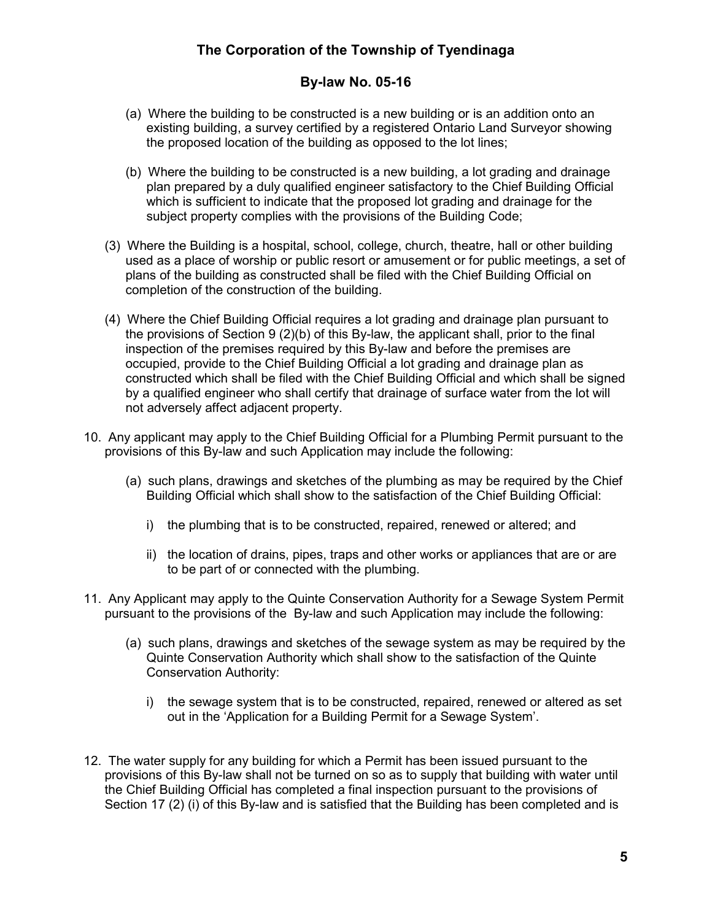(a) Where the building to be constructed is a new building or is an addition onto an existing building, a survey certified by a registered Ontario Land Surveyor showing the proposed location of the building as opposed to the lot lines;

(b) Where the building to be constructed is a new building, a lot grading and drainage plan prepared by a duly qualified engineer satisfactory to the Chief Building Official which is sufficient to indicate that the proposed lot grading and drainage for the subject property complies with the provisions of the Building Code;

(3) Where the Building is a hospital, school, college, church, theatre, hall or other building used as a place of worship or public resort or amusement or for public meetings, a set of plans of the building as constructed shall be filed with the Chief Building Official on completion of the construction of the building.

(4) Where the Chief Building Official requires a lot grading and drainage plan pursuant to the provisions of Section 9 (2)(b) of this By-law, the applicant shall, prior to the final inspection of the premises required by this By-law and before the premises are occupied, provide to the Chief Building Official a lot grading and drainage plan as constructed which shall be filed with the Chief Building Official and which shall be signed by a qualified engineer who shall certify that drainage of surface water from the lot will not adversely affect adjacent property.

10. Any applicant may apply to the Chief Building Official for a Plumbing Permit pursuant to the provisions of this By-law and such Application may include the following:

    (a) such plans, drawings and sketches of the plumbing as may be required by the Chief Building Official which shall show to the satisfaction of the Chief Building Official:

        i) the plumbing that is to be constructed, repaired, renewed or altered; and

        ii) the location of drains, pipes, traps and other works or appliances that are or are to be part of or connected with the plumbing.

11. Any Applicant may apply to the Quinte Conservation Authority for a Sewage System Permit pursuant to the provisions of the By-law and such Application may include the following:

    (a) such plans, drawings and sketches of the sewage system as may be required by the Quinte Conservation Authority which shall show to the satisfaction of the Quinte Conservation Authority:

        i) the sewage system that is to be constructed, repaired, renewed or altered as set out in the 'Application for a Building Permit for a Sewage System'.

12. The water supply for any building for which a Permit has been issued pursuant to the provisions of this By-law shall not be turned on so as to supply that building with water until the Chief Building Official has completed a final inspection pursuant to the provisions of Section 17 (2) (i) of this By-law and is satisfied that the Building has been completed and is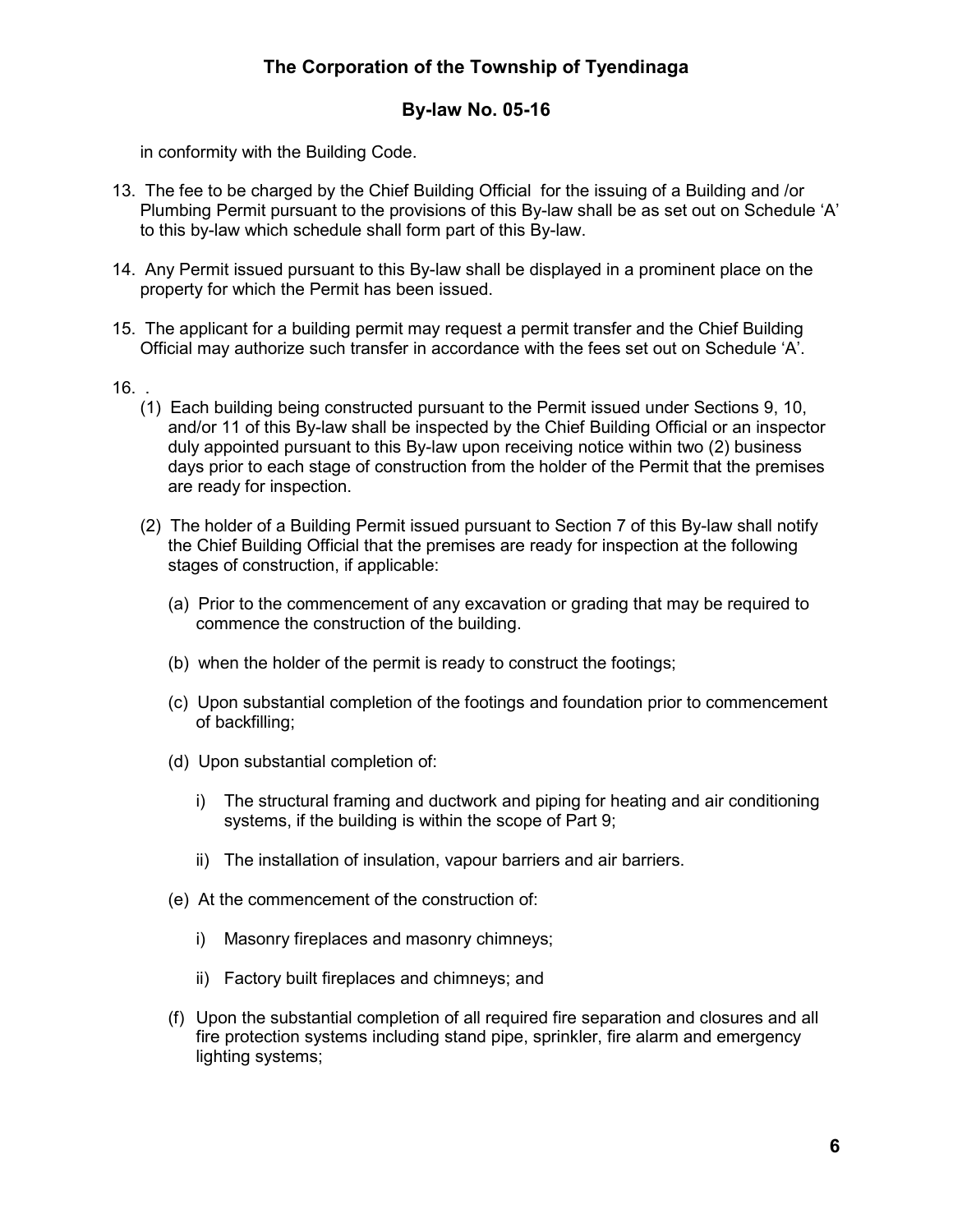in conformity with the Building Code.

13. The fee to be charged by the Chief Building Official for the issuing of a Building and /or Plumbing Permit pursuant to the provisions of this By-law shall be as set out on Schedule 'A' to this by-law which schedule shall form part of this By-law.

14. Any Permit issued pursuant to this By-law shall be displayed in a prominent place on the property for which the Permit has been issued.

15. The applicant for a building permit may request a permit transfer and the Chief Building Official may authorize such transfer in accordance with the fees set out on Schedule 'A'.

16. .

(1) Each building being constructed pursuant to the Permit issued under Sections 9, 10, and/or 11 of this By-law shall be inspected by the Chief Building Official or an inspector duly appointed pursuant to this By-law upon receiving notice within two (2) business days prior to each stage of construction from the holder of the Permit that the premises are ready for inspection.

(2) The holder of a Building Permit issued pursuant to Section 7 of this By-law shall notify the Chief Building Official that the premises are ready for inspection at the following stages of construction, if applicable:

(a) Prior to the commencement of any excavation or grading that may be required to commence the construction of the building.

(b) when the holder of the permit is ready to construct the footings;

(c) Upon substantial completion of the footings and foundation prior to commencement of backfilling;

(d) Upon substantial completion of:

i) The structural framing and ductwork and piping for heating and air conditioning systems, if the building is within the scope of Part 9;

ii) The installation of insulation, vapour barriers and air barriers.

(e) At the commencement of the construction of:

i) Masonry fireplaces and masonry chimneys;

ii) Factory built fireplaces and chimneys; and

(f) Upon the substantial completion of all required fire separation and closures and all fire protection systems including stand pipe, sprinkler, fire alarm and emergency lighting systems;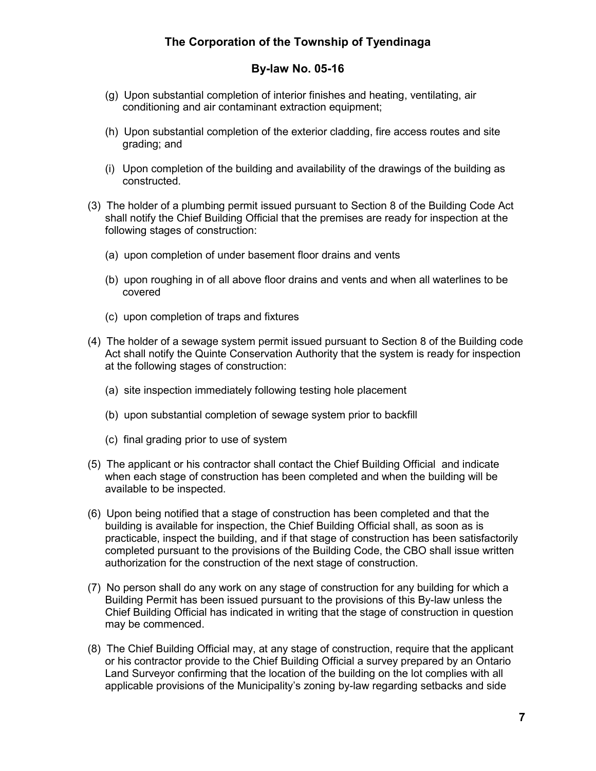(g) Upon substantial completion of interior finishes and heating, ventilating, air conditioning and air contaminant extraction equipment;

(h) Upon substantial completion of the exterior cladding, fire access routes and site grading; and

(i) Upon completion of the building and availability of the drawings of the building as constructed.

(3) The holder of a plumbing permit issued pursuant to Section 8 of the Building Code Act shall notify the Chief Building Official that the premises are ready for inspection at the following stages of construction:

(a) upon completion of under basement floor drains and vents

(b) upon roughing in of all above floor drains and vents and when all waterlines to be covered

(c) upon completion of traps and fixtures

(4) The holder of a sewage system permit issued pursuant to Section 8 of the Building code Act shall notify the Quinte Conservation Authority that the system is ready for inspection at the following stages of construction:

(a) site inspection immediately following testing hole placement

(b) upon substantial completion of sewage system prior to backfill

(c) final grading prior to use of system

(5) The applicant or his contractor shall contact the Chief Building Official and indicate when each stage of construction has been completed and when the building will be available to be inspected.

(6) Upon being notified that a stage of construction has been completed and that the building is available for inspection, the Chief Building Official shall, as soon as is practicable, inspect the building, and if that stage of construction has been satisfactorily completed pursuant to the provisions of the Building Code, the CBO shall issue written authorization for the construction of the next stage of construction.

(7) No person shall do any work on any stage of construction for any building for which a Building Permit has been issued pursuant to the provisions of this By-law unless the Chief Building Official has indicated in writing that the stage of construction in question may be commenced.

(8) The Chief Building Official may, at any stage of construction, require that the applicant or his contractor provide to the Chief Building Official a survey prepared by an Ontario Land Surveyor confirming that the location of the building on the lot complies with all applicable provisions of the Municipality's zoning by-law regarding setbacks and side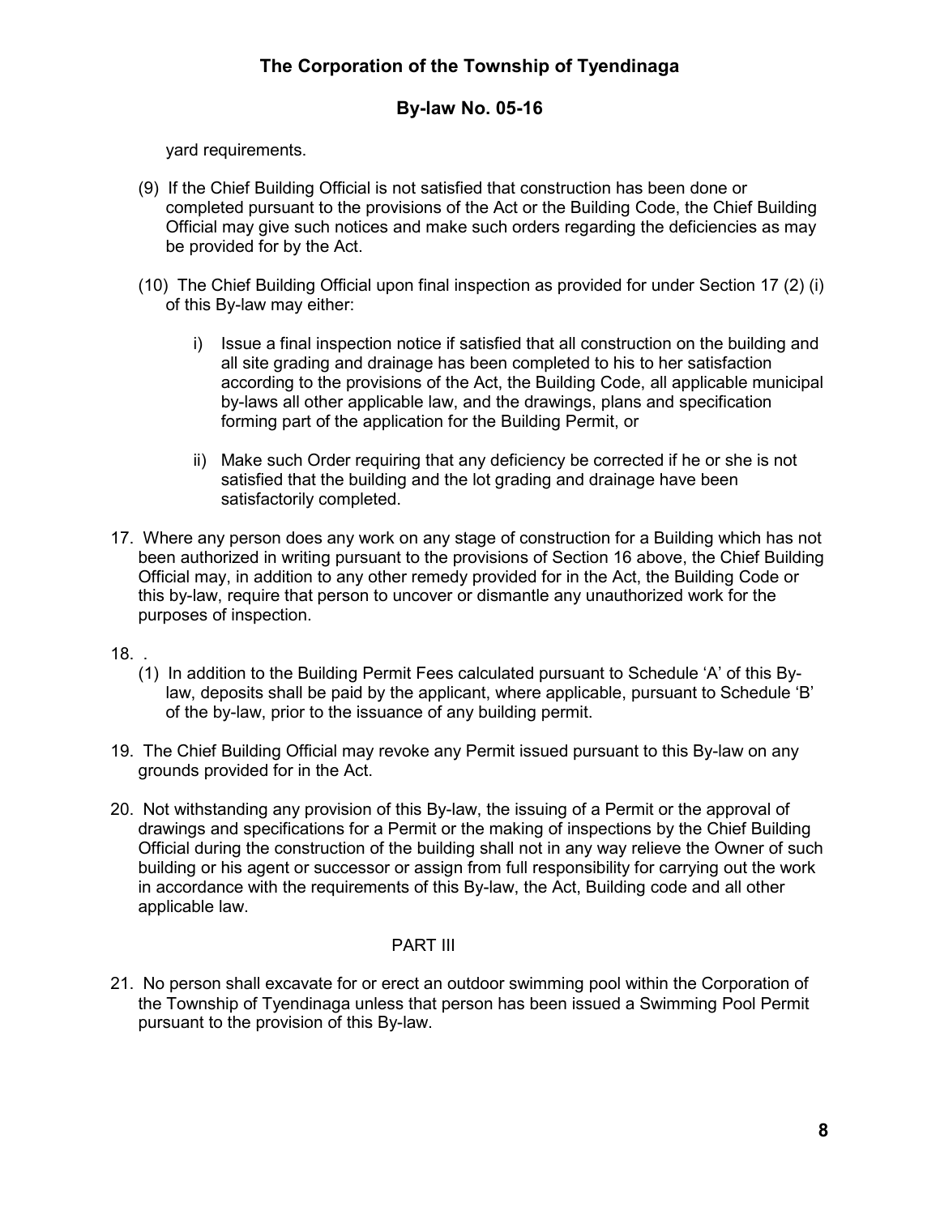yard requirements.

(9) If the Chief Building Official is not satisfied that construction has been done or completed pursuant to the provisions of the Act or the Building Code, the Chief Building Official may give such notices and make such orders regarding the deficiencies as may be provided for by the Act.

(10) The Chief Building Official upon final inspection as provided for under Section 17 (2) (i) of this By-law may either:

i) Issue a final inspection notice if satisfied that all construction on the building and all site grading and drainage has been completed to his to her satisfaction according to the provisions of the Act, the Building Code, all applicable municipal by-laws all other applicable law, and the drawings, plans and specification forming part of the application for the Building Permit, or

ii) Make such Order requiring that any deficiency be corrected if he or she is not satisfied that the building and the lot grading and drainage have been satisfactorily completed.

17. Where any person does any work on any stage of construction for a Building which has not been authorized in writing pursuant to the provisions of Section 16 above, the Chief Building Official may, in addition to any other remedy provided for in the Act, the Building Code or this by-law, require that person to uncover or dismantle any unauthorized work for the purposes of inspection.

18. .

(1) In addition to the Building Permit Fees calculated pursuant to Schedule 'A' of this By-law, deposits shall be paid by the applicant, where applicable, pursuant to Schedule 'B' of the by-law, prior to the issuance of any building permit.

19. The Chief Building Official may revoke any Permit issued pursuant to this By-law on any grounds provided for in the Act.

20. Not withstanding any provision of this By-law, the issuing of a Permit or the approval of drawings and specifications for a Permit or the making of inspections by the Chief Building Official during the construction of the building shall not in any way relieve the Owner of such building or his agent or successor or assign from full responsibility for carrying out the work in accordance with the requirements of this By-law, the Act, Building code and all other applicable law.

## PART III

21. No person shall excavate for or erect an outdoor swimming pool within the Corporation of the Township of Tyendinaga unless that person has been issued a Swimming Pool Permit pursuant to the provision of this By-law.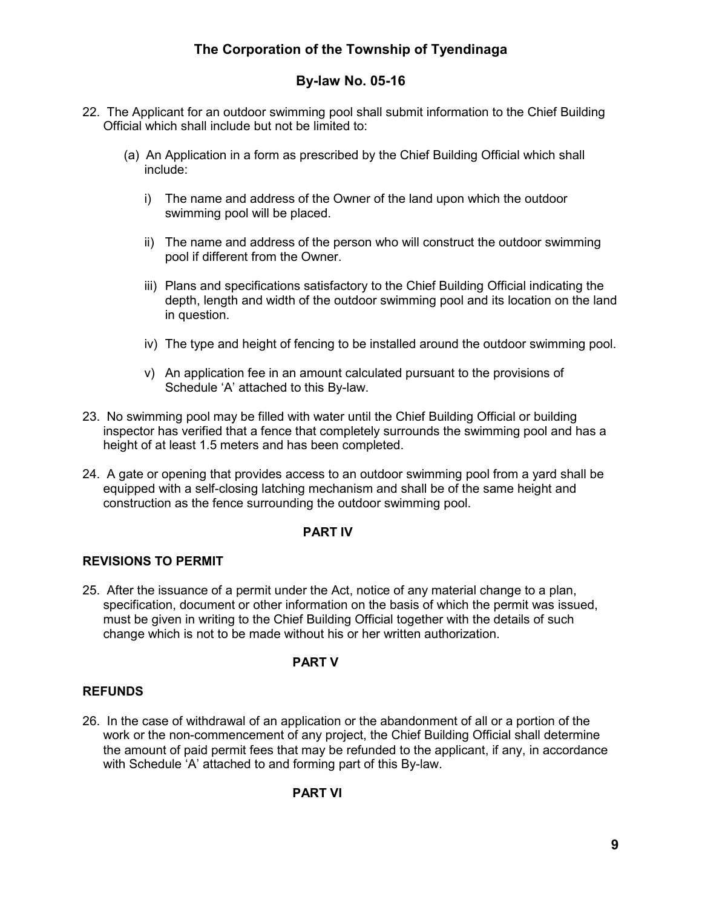22. The Applicant for an outdoor swimming pool shall submit information to the Chief Building Official which shall include but not be limited to:

    (a) An Application in a form as prescribed by the Chief Building Official which shall include:

        i) The name and address of the Owner of the land upon which the outdoor swimming pool will be placed.

        ii) The name and address of the person who will construct the outdoor swimming pool if different from the Owner.

        iii) Plans and specifications satisfactory to the Chief Building Official indicating the depth, length and width of the outdoor swimming pool and its location on the land in question.

        iv) The type and height of fencing to be installed around the outdoor swimming pool.

        v) An application fee in an amount calculated pursuant to the provisions of Schedule 'A' attached to this By-law.

23. No swimming pool may be filled with water until the Chief Building Official or building inspector has verified that a fence that completely surrounds the swimming pool and has a height of at least 1.5 meters and has been completed.

24. A gate or opening that provides access to an outdoor swimming pool from a yard shall be equipped with a self-closing latching mechanism and shall be of the same height and construction as the fence surrounding the outdoor swimming pool.

**PART IV**

**REVISIONS TO PERMIT**

25. After the issuance of a permit under the Act, notice of any material change to a plan, specification, document or other information on the basis of which the permit was issued, must be given in writing to the Chief Building Official together with the details of such change which is not to be made without his or her written authorization.

**PART V**

**REFUNDS**

26. In the case of withdrawal of an application or the abandonment of all or a portion of the work or the non-commencement of any project, the Chief Building Official shall determine the amount of paid permit fees that may be refunded to the applicant, if any, in accordance with Schedule 'A' attached to and forming part of this By-law.

**PART VI**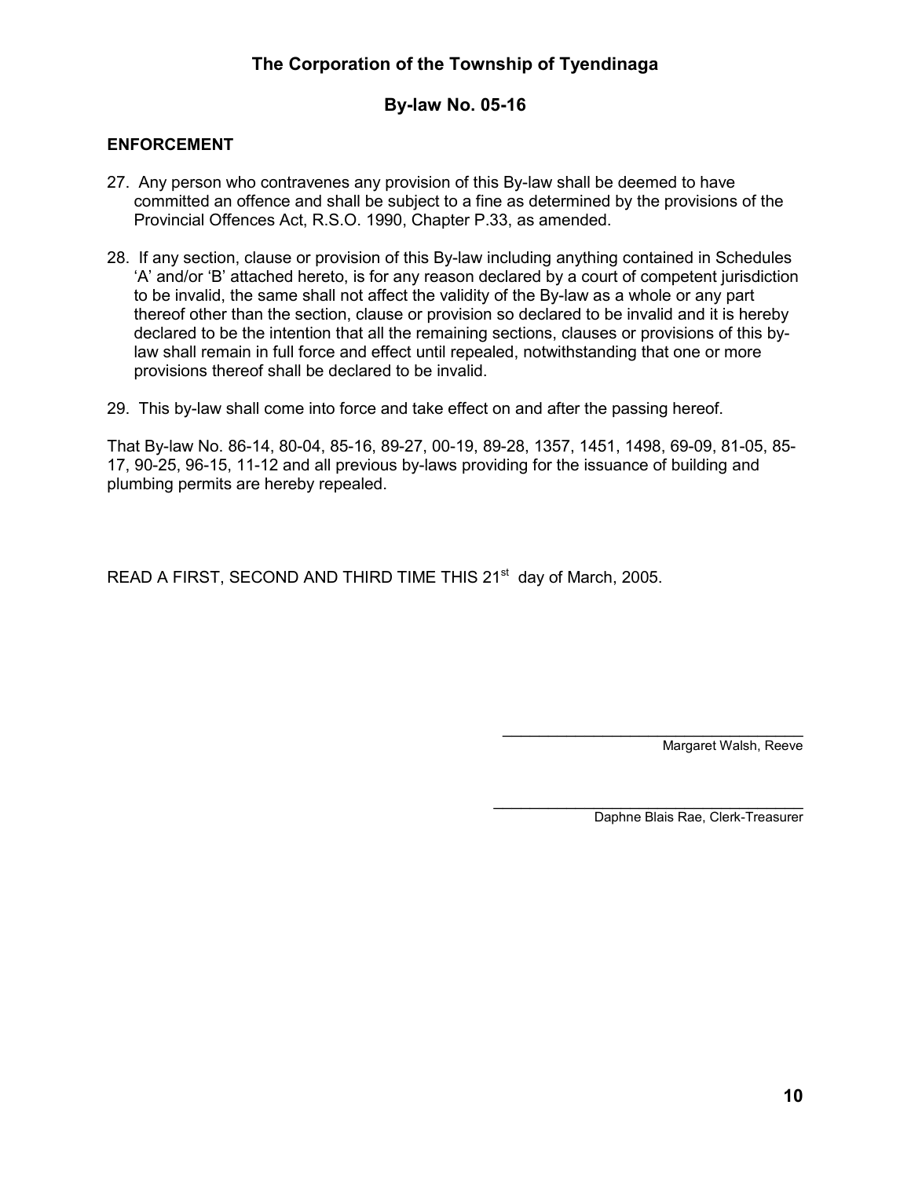**The Corporation of the Township of Tyendinaga**

**By-law No. 05-16**

**ENFORCEMENT**

27. Any person who contravenes any provision of this By-law shall be deemed to have committed an offence and shall be subject to a fine as determined by the provisions of the Provincial Offences Act, R.S.O. 1990, Chapter P.33, as amended.

28. If any section, clause or provision of this By-law including anything contained in Schedules 'A' and/or 'B' attached hereto, is for any reason declared by a court of competent jurisdiction to be invalid, the same shall not affect the validity of the By-law as a whole or any part thereof other than the section, clause or provision so declared to be invalid and it is hereby declared to be the intention that all the remaining sections, clauses or provisions of this by-law shall remain in full force and effect until repealed, notwithstanding that one or more provisions thereof shall be declared to be invalid.

29. This by-law shall come into force and take effect on and after the passing hereof.

That By-law No. 86-14, 80-04, 85-16, 89-27, 00-19, 89-28, 1357, 1451, 1498, 69-09, 81-05, 85-17, 90-25, 96-15, 11-12 and all previous by-laws providing for the issuance of building and plumbing permits are hereby repealed.

READ A FIRST, SECOND AND THIRD TIME THIS 21st day of March, 2005.

\_\_\_\_\_\_\_\_\_\_\_\_\_\_\_\_\_\_\_\_\_\_\_\_\_\_\_\_\_\_\_\_\_\_\_\_
Margaret Walsh, Reeve

\_\_\_\_\_\_\_\_\_\_\_\_\_\_\_\_\_\_\_\_\_\_\_\_\_\_\_\_\_\_\_\_\_\_\_\_
Daphne Blais Rae, Clerk-Treasurer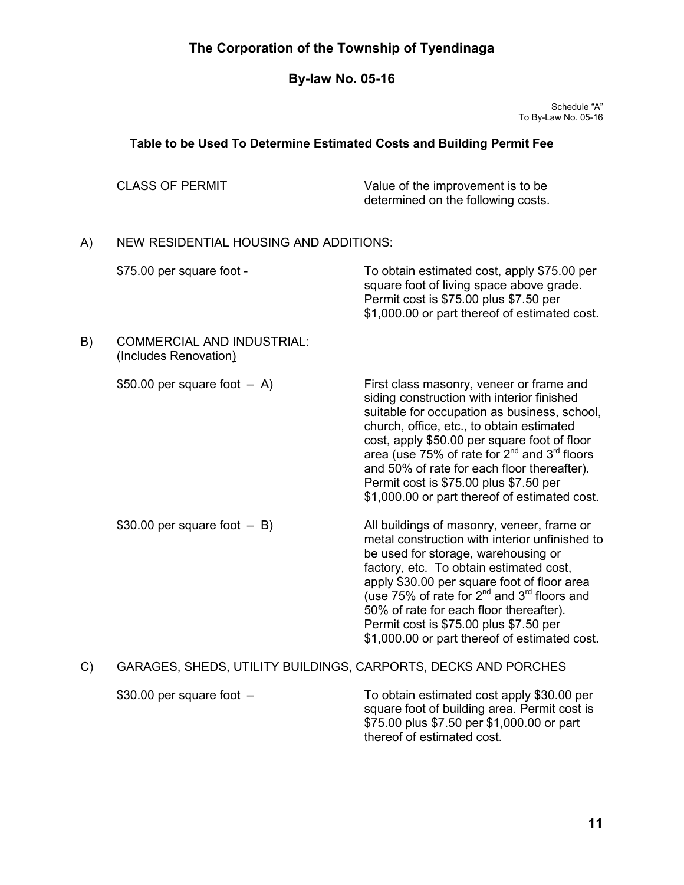# The Corporation of the Township of Tyendinaga

## By-law No. 05-16

Schedule "A"
To By-Law No. 05-16

### Table to be Used To Determine Estimated Costs and Building Permit Fee

| CLASS OF PERMIT | Value of the improvement is to be determined on the following costs. |
|---|---|
| **A) NEW RESIDENTIAL HOUSING AND ADDITIONS:** | |
| $75.00 per square foot - | To obtain estimated cost, apply $75.00 per square foot of living space above grade. Permit cost is $75.00 plus $7.50 per $1,000.00 or part thereof of estimated cost. |
| **B) COMMERCIAL AND INDUSTRIAL:** (Includes Renovation) | |
| $50.00 per square foot – A) | First class masonry, veneer or frame and siding construction with interior finished suitable for occupation as business, school, church, office, etc., to obtain estimated cost, apply $50.00 per square foot of floor area (use 75% of rate for 2nd and 3rd floors and 50% of rate for each floor thereafter). Permit cost is $75.00 plus $7.50 per $1,000.00 or part thereof of estimated cost. |
| $30.00 per square foot – B) | All buildings of masonry, veneer, frame or metal construction with interior unfinished to be used for storage, warehousing or factory, etc. To obtain estimated cost, apply $30.00 per square foot of floor area (use 75% of rate for 2nd and 3rd floors and 50% of rate for each floor thereafter). Permit cost is $75.00 plus $7.50 per $1,000.00 or part thereof of estimated cost. |
| **C) GARAGES, SHEDS, UTILITY BUILDINGS, CARPORTS, DECKS AND PORCHES** | |
| $30.00 per square foot – | To obtain estimated cost apply $30.00 per square foot of building area. Permit cost is $75.00 plus $7.50 per $1,000.00 or part thereof of estimated cost. |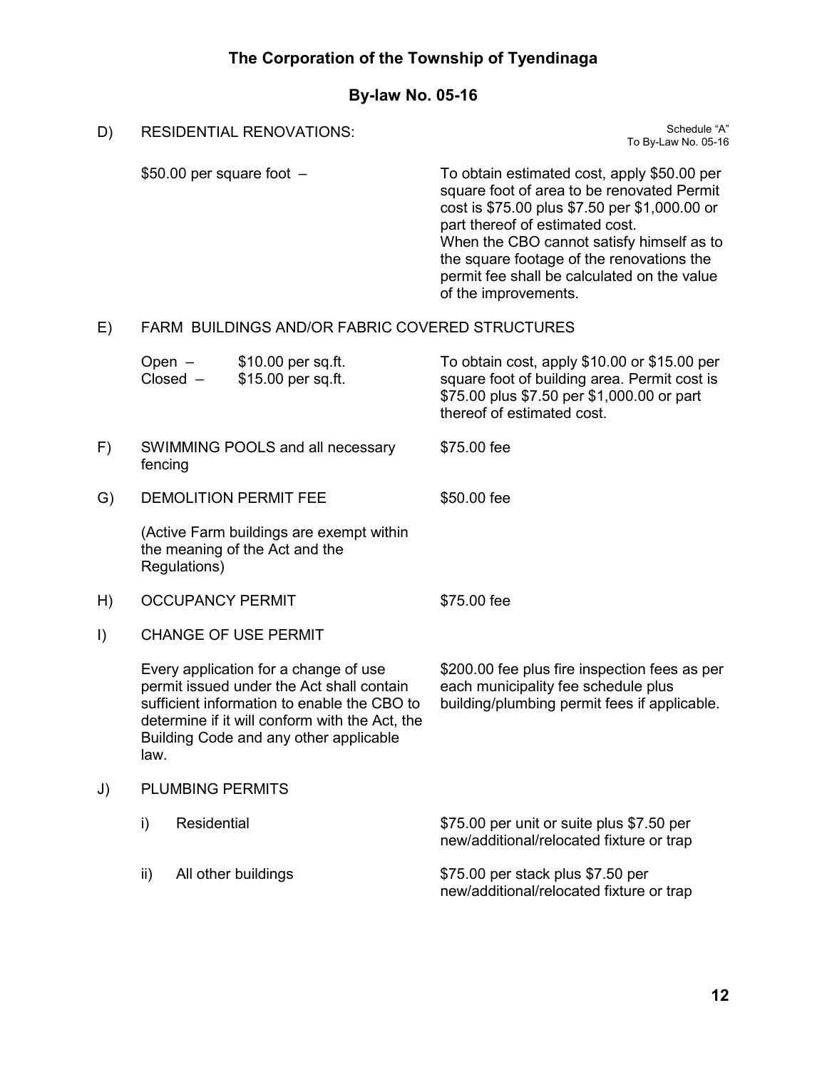**The Corporation of the Township of Tyendinaga**

**By-law No. 05-16**

Schedule "A"
To By-Law No. 05-16

D) RESIDENTIAL RENOVATIONS:

| | |
|---|---|
| \$50.00 per square foot – | To obtain estimated cost, apply \$50.00 per square foot of area to be renovated Permit cost is \$75.00 plus \$7.50 per \$1,000.00 or part thereof of estimated cost. When the CBO cannot satisfy himself as to the square footage of the renovations the permit fee shall be calculated on the value of the improvements. |

E) FARM BUILDINGS AND/OR FABRIC COVERED STRUCTURES

| | |
|---|---|
| Open – \$10.00 per sq.ft.<br>Closed – \$15.00 per sq.ft. | To obtain cost, apply \$10.00 or \$15.00 per square foot of building area. Permit cost is \$75.00 plus \$7.50 per \$1,000.00 or part thereof of estimated cost. |

F) SWIMMING POOLS and all necessary fencing — \$75.00 fee

G) DEMOLITION PERMIT FEE — \$50.00 fee

(Active Farm buildings are exempt within the meaning of the Act and the Regulations)

H) OCCUPANCY PERMIT — \$75.00 fee

I) CHANGE OF USE PERMIT

| | |
|---|---|
| Every application for a change of use permit issued under the Act shall contain sufficient information to enable the CBO to determine if it will conform with the Act, the Building Code and any other applicable law. | \$200.00 fee plus fire inspection fees as per each municipality fee schedule plus building/plumbing permit fees if applicable. |

J) PLUMBING PERMITS

| | |
|---|---|
| i) Residential | \$75.00 per unit or suite plus \$7.50 per new/additional/relocated fixture or trap |
| ii) All other buildings | \$75.00 per stack plus \$7.50 per new/additional/relocated fixture or trap |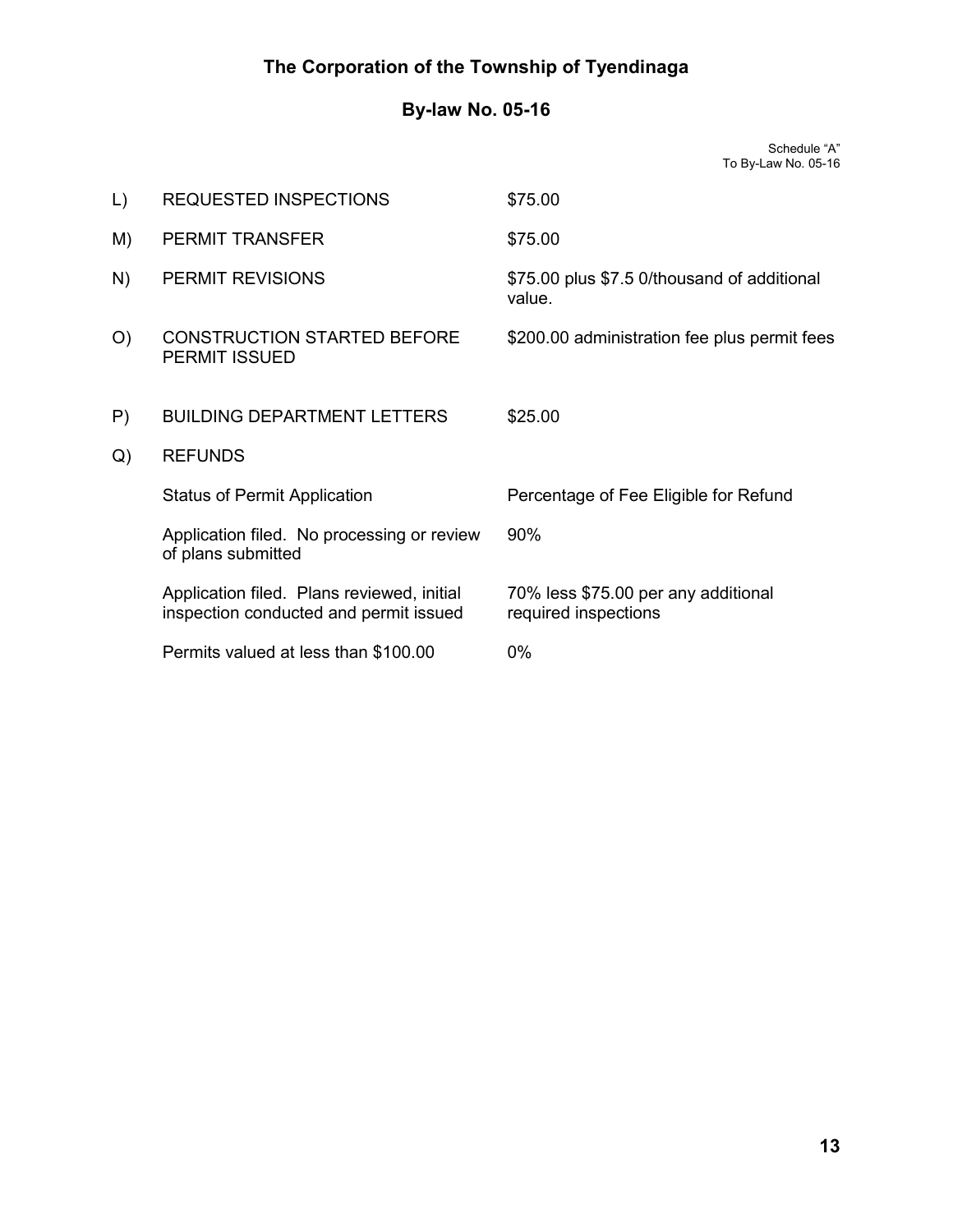# The Corporation of the Township of Tyendinaga

## By-law No. 05-16

Schedule "A"
To By-Law No. 05-16

| | | |
|---|---|---|
| L) | REQUESTED INSPECTIONS | $75.00 |
| M) | PERMIT TRANSFER | $75.00 |
| N) | PERMIT REVISIONS | $75.00 plus $7.5 0/thousand of additional value. |
| O) | CONSTRUCTION STARTED BEFORE PERMIT ISSUED | $200.00 administration fee plus permit fees |
| P) | BUILDING DEPARTMENT LETTERS | $25.00 |
| Q) | REFUNDS | |
| | Status of Permit Application | Percentage of Fee Eligible for Refund |
| | Application filed. No processing or review of plans submitted | 90% |
| | Application filed. Plans reviewed, initial inspection conducted and permit issued | 70% less $75.00 per any additional required inspections |
| | Permits valued at less than $100.00 | 0% |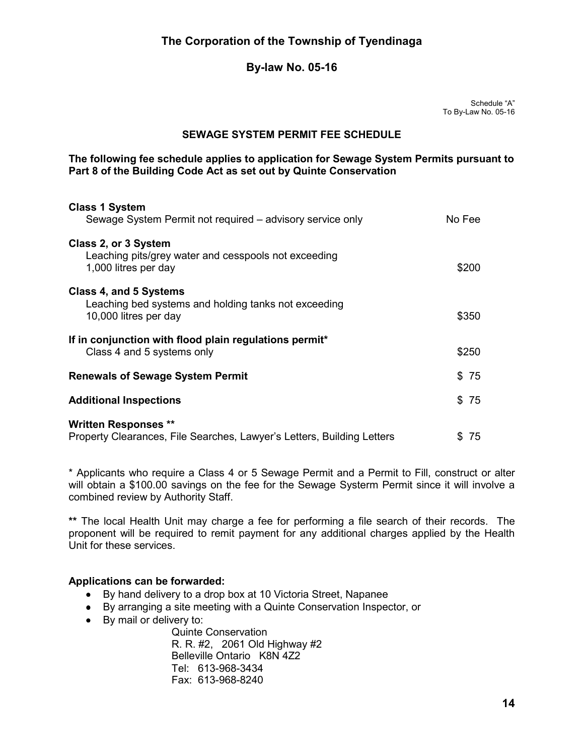# The Corporation of the Township of Tyendinaga

## By-law No. 05-16

Schedule "A"
To By-Law No. 05-16

### SEWAGE SYSTEM PERMIT FEE SCHEDULE

**The following fee schedule applies to application for Sewage System Permits pursuant to Part 8 of the Building Code Act as set out by Quinte Conservation**

| | |
|---|---|
| **Class 1 System**<br>Sewage System Permit not required – advisory service only | No Fee |
| **Class 2, or 3 System**<br>Leaching pits/grey water and cesspools not exceeding 1,000 litres per day | $200 |
| **Class 4, and 5 Systems**<br>Leaching bed systems and holding tanks not exceeding 10,000 litres per day | $350 |
| **If in conjunction with flood plain regulations permit***<br>Class 4 and 5 systems only | $250 |
| **Renewals of Sewage System Permit** | $ 75 |
| **Additional Inspections** | $ 75 |
| **Written Responses ****<br>Property Clearances, File Searches, Lawyer's Letters, Building Letters | $ 75 |

* Applicants who require a Class 4 or 5 Sewage Permit and a Permit to Fill, construct or alter will obtain a $100.00 savings on the fee for the Sewage Systerm Permit since it will involve a combined review by Authority Staff.

** The local Health Unit may charge a fee for performing a file search of their records. The proponent will be required to remit payment for any additional charges applied by the Health Unit for these services.

**Applications can be forwarded:**

- By hand delivery to a drop box at 10 Victoria Street, Napanee
- By arranging a site meeting with a Quinte Conservation Inspector, or
- By mail or delivery to:

  Quinte Conservation
  R. R. #2, 2061 Old Highway #2
  Belleville Ontario K8N 4Z2
  Tel: 613-968-3434
  Fax: 613-968-8240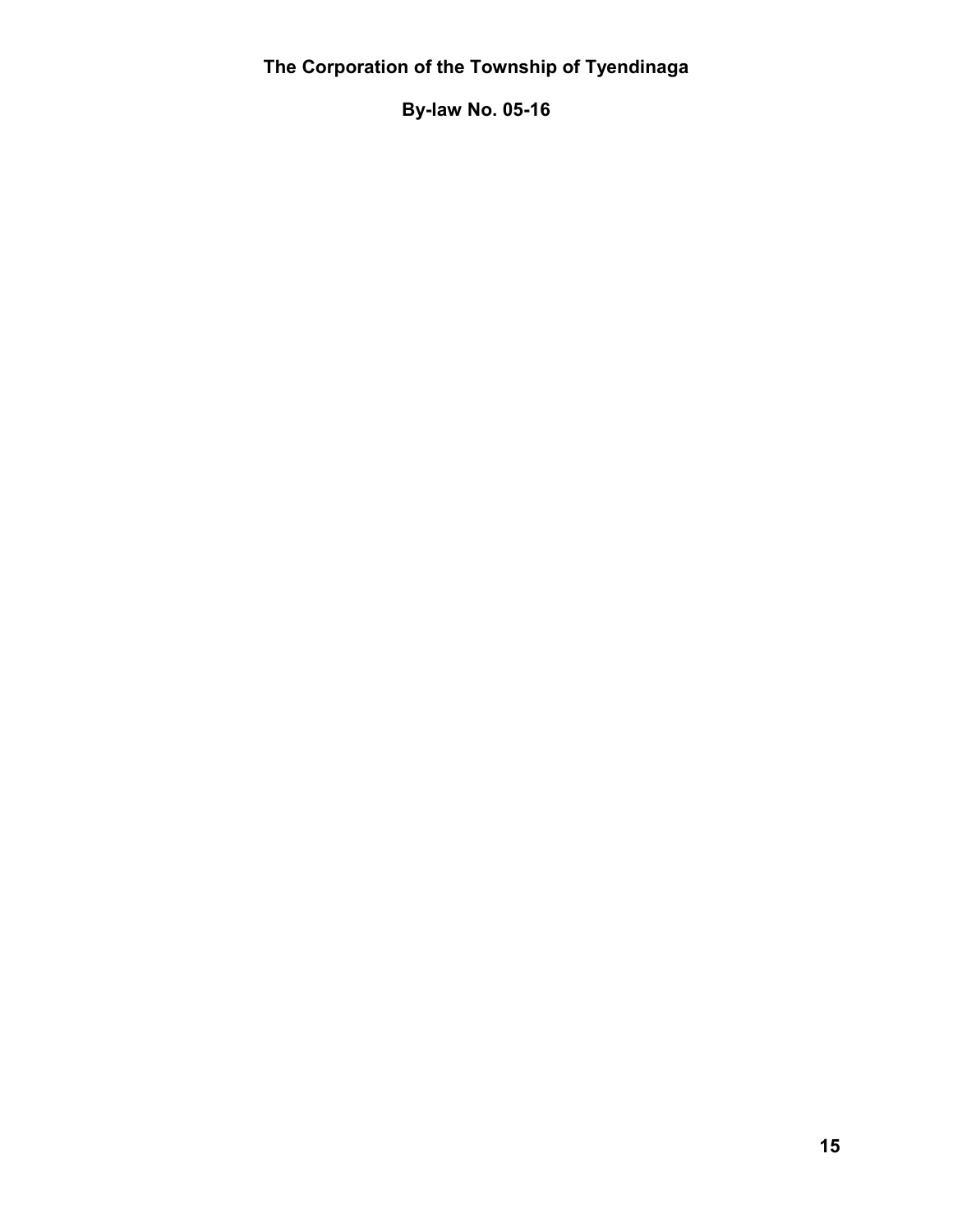**The Corporation of the Township of Tyendinaga**

**By-law No. 05-16**